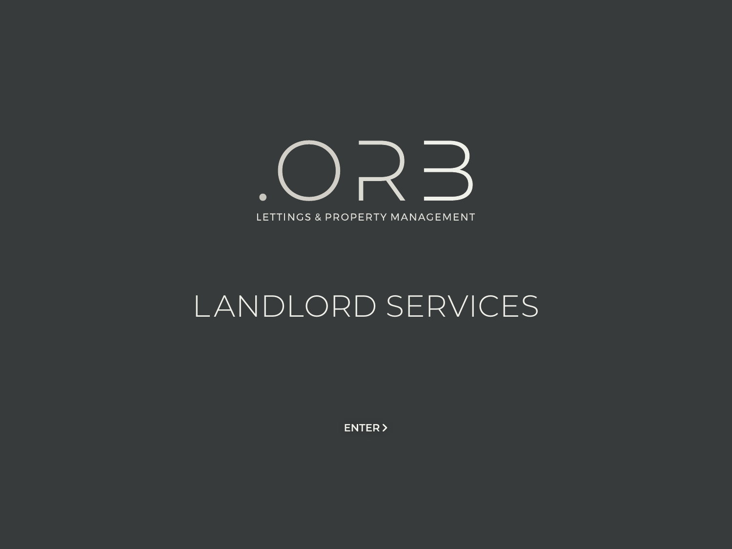# .ORB

LETTINGS & PROPERTY MANAGEMENT

## LANDLORD SERVICES

ENTER >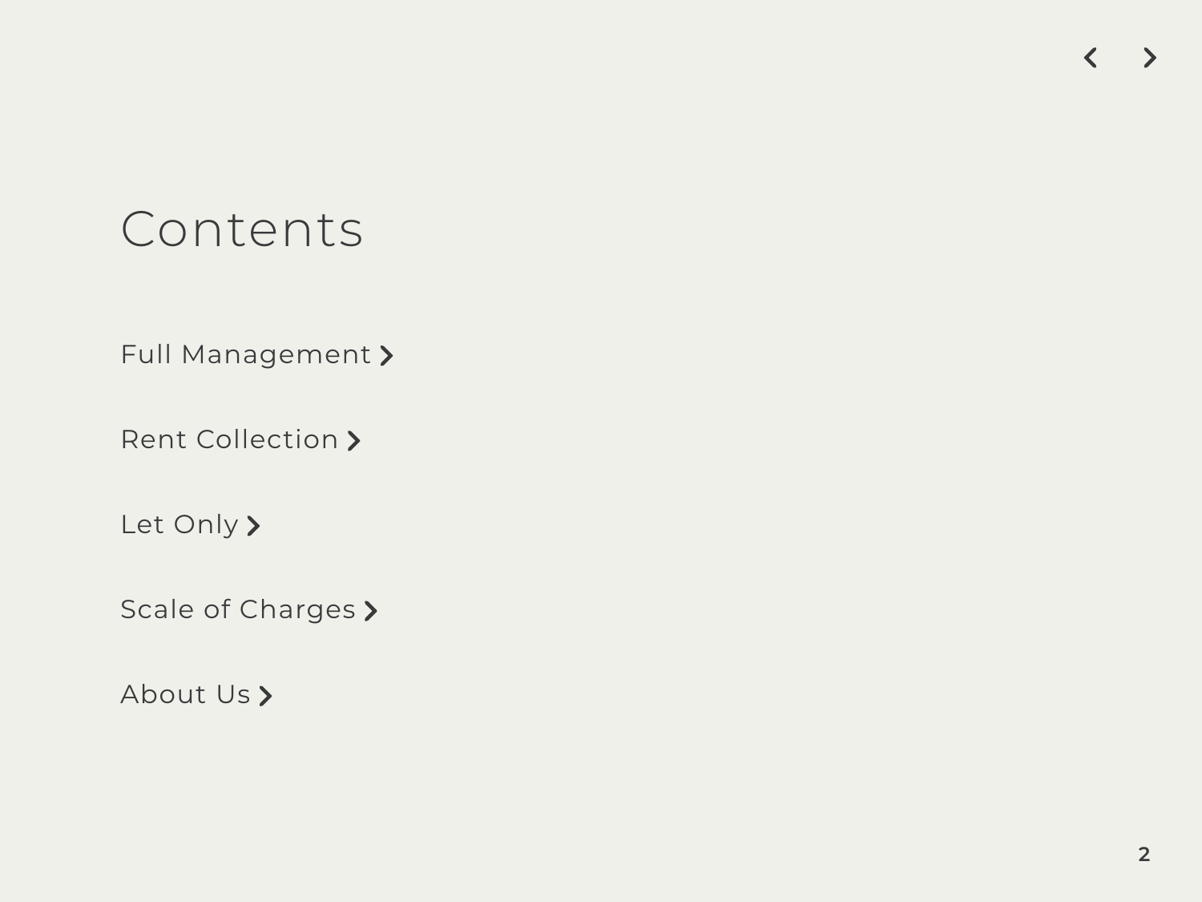# Contents

- Full Management
- Rent Collection
- Let Only
- Scale of Charges
- About Us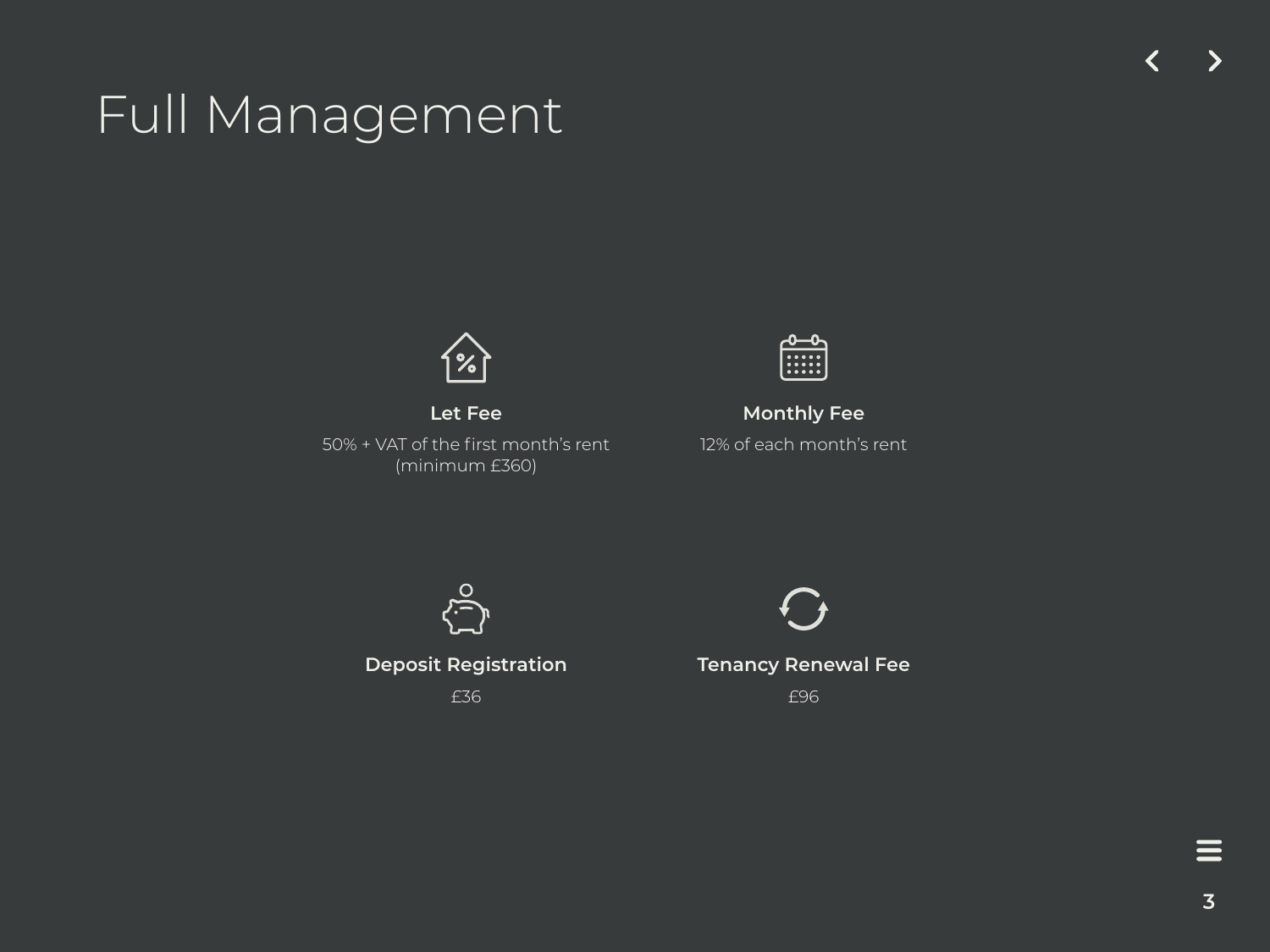# Full Management

### Let Fee

50% + VAT of the first month's rent (minimum £360)

### Monthly Fee

12% of each month's rent

### Deposit Registration

£36

### Tenancy Renewal Fee

£96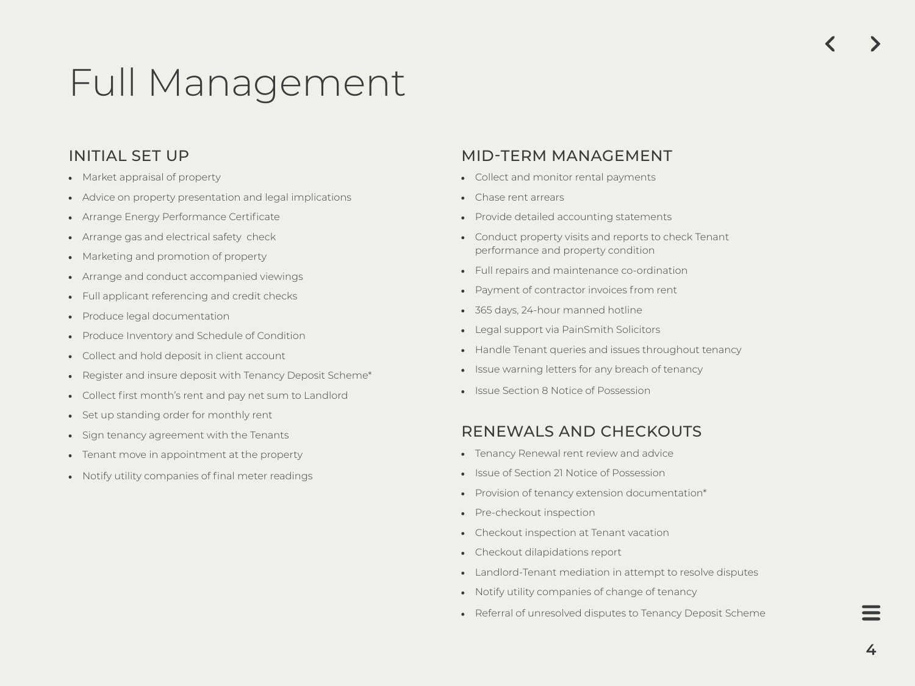# Full Management

## INITIAL SET UP

- Market appraisal of property
- Advice on property presentation and legal implications
- Arrange Energy Performance Certificate
- Arrange gas and electrical safety check
- Marketing and promotion of property
- Arrange and conduct accompanied viewings
- Full applicant referencing and credit checks
- Produce legal documentation
- Produce Inventory and Schedule of Condition
- Collect and hold deposit in client account
- Register and insure deposit with Tenancy Deposit Scheme*
- Collect first month's rent and pay net sum to Landlord
- Set up standing order for monthly rent
- Sign tenancy agreement with the Tenants
- Tenant move in appointment at the property
- Notify utility companies of final meter readings

## MID-TERM MANAGEMENT

- Collect and monitor rental payments
- Chase rent arrears
- Provide detailed accounting statements
- Conduct property visits and reports to check Tenant performance and property condition
- Full repairs and maintenance co-ordination
- Payment of contractor invoices from rent
- 365 days, 24-hour manned hotline
- Legal support via PainSmith Solicitors
- Handle Tenant queries and issues throughout tenancy
- Issue warning letters for any breach of tenancy
- Issue Section 8 Notice of Possession

## RENEWALS AND CHECKOUTS

- Tenancy Renewal rent review and advice
- Issue of Section 21 Notice of Possession
- Provision of tenancy extension documentation*
- Pre-checkout inspection
- Checkout inspection at Tenant vacation
- Checkout dilapidations report
- Landlord-Tenant mediation in attempt to resolve disputes
- Notify utility companies of change of tenancy
- Referral of unresolved disputes to Tenancy Deposit Scheme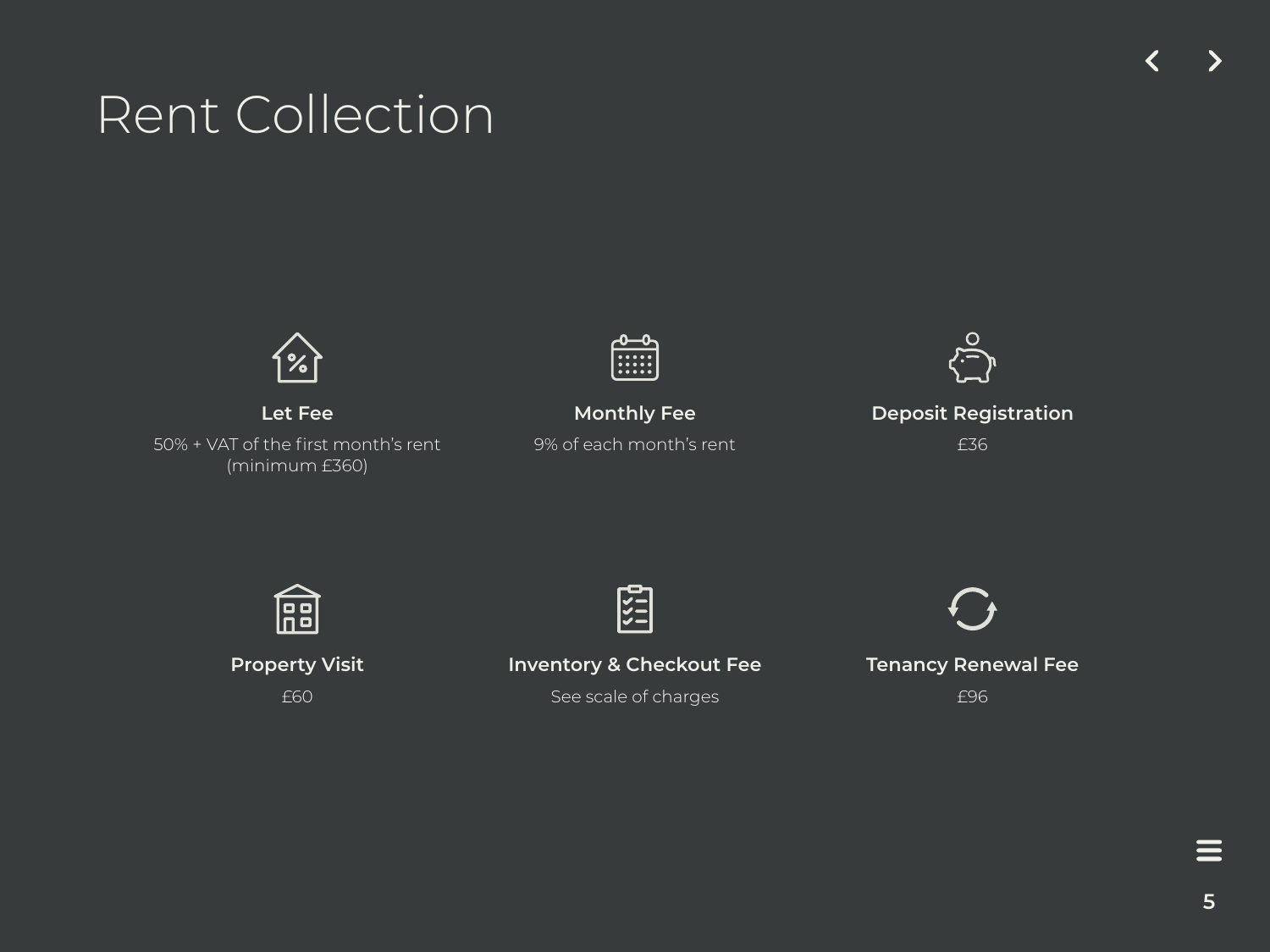# Rent Collection

### Let Fee

50% + VAT of the first month's rent (minimum £360)

### Monthly Fee

9% of each month's rent

### Deposit Registration

£36

### Property Visit

£60

### Inventory & Checkout Fee

See scale of charges

### Tenancy Renewal Fee

£96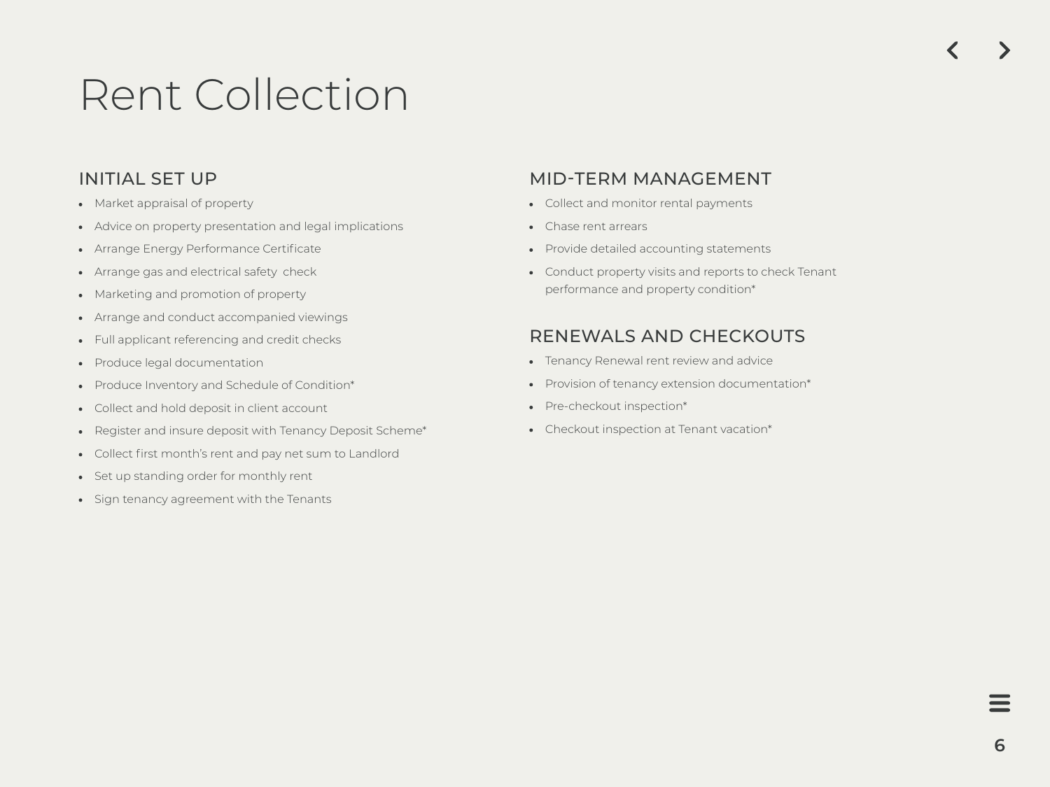# Rent Collection

## INITIAL SET UP

- Market appraisal of property
- Advice on property presentation and legal implications
- Arrange Energy Performance Certificate
- Arrange gas and electrical safety check
- Marketing and promotion of property
- Arrange and conduct accompanied viewings
- Full applicant referencing and credit checks
- Produce legal documentation
- Produce Inventory and Schedule of Condition*
- Collect and hold deposit in client account
- Register and insure deposit with Tenancy Deposit Scheme*
- Collect first month's rent and pay net sum to Landlord
- Set up standing order for monthly rent
- Sign tenancy agreement with the Tenants

## MID-TERM MANAGEMENT

- Collect and monitor rental payments
- Chase rent arrears
- Provide detailed accounting statements
- Conduct property visits and reports to check Tenant performance and property condition*

## RENEWALS AND CHECKOUTS

- Tenancy Renewal rent review and advice
- Provision of tenancy extension documentation*
- Pre-checkout inspection*
- Checkout inspection at Tenant vacation*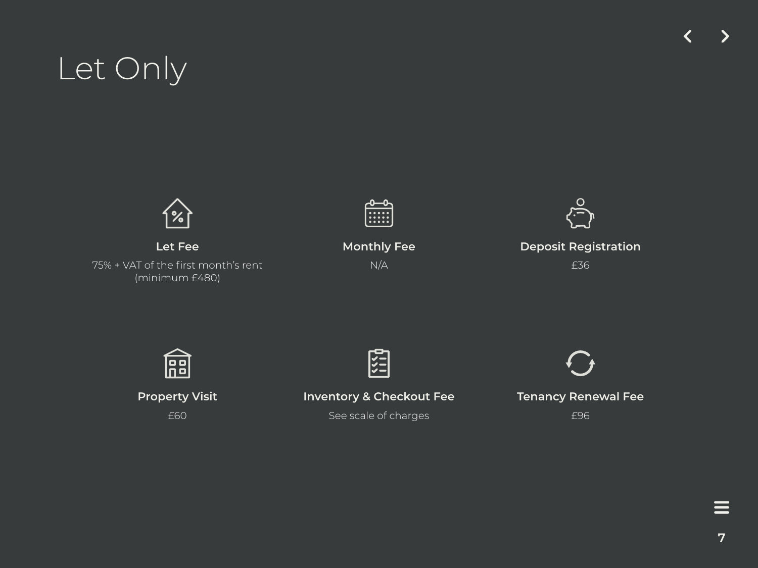# Let Only

### Let Fee

75% + VAT of the first month's rent (minimum £480)

### Monthly Fee

N/A

### Deposit Registration

£36

### Property Visit

£60

### Inventory & Checkout Fee

See scale of charges

### Tenancy Renewal Fee

£96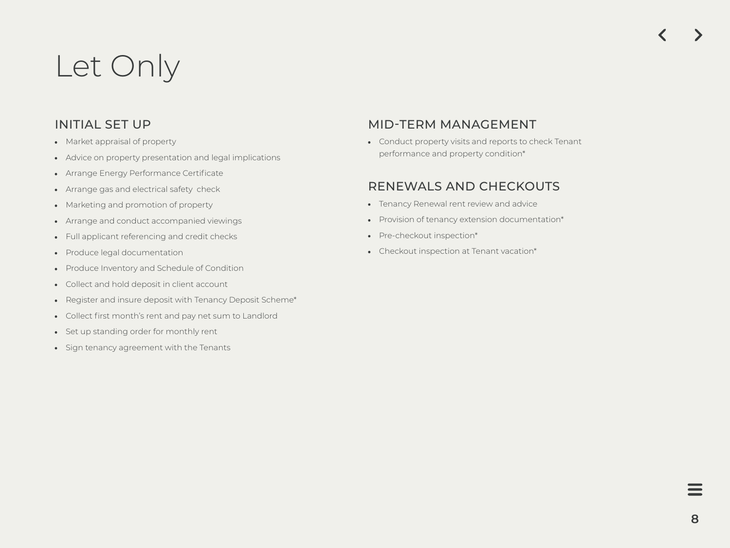# Let Only

## INITIAL SET UP

- Market appraisal of property
- Advice on property presentation and legal implications
- Arrange Energy Performance Certificate
- Arrange gas and electrical safety check
- Marketing and promotion of property
- Arrange and conduct accompanied viewings
- Full applicant referencing and credit checks
- Produce legal documentation
- Produce Inventory and Schedule of Condition
- Collect and hold deposit in client account
- Register and insure deposit with Tenancy Deposit Scheme*
- Collect first month's rent and pay net sum to Landlord
- Set up standing order for monthly rent
- Sign tenancy agreement with the Tenants

## MID-TERM MANAGEMENT

- Conduct property visits and reports to check Tenant performance and property condition*

## RENEWALS AND CHECKOUTS

- Tenancy Renewal rent review and advice
- Provision of tenancy extension documentation*
- Pre-checkout inspection*
- Checkout inspection at Tenant vacation*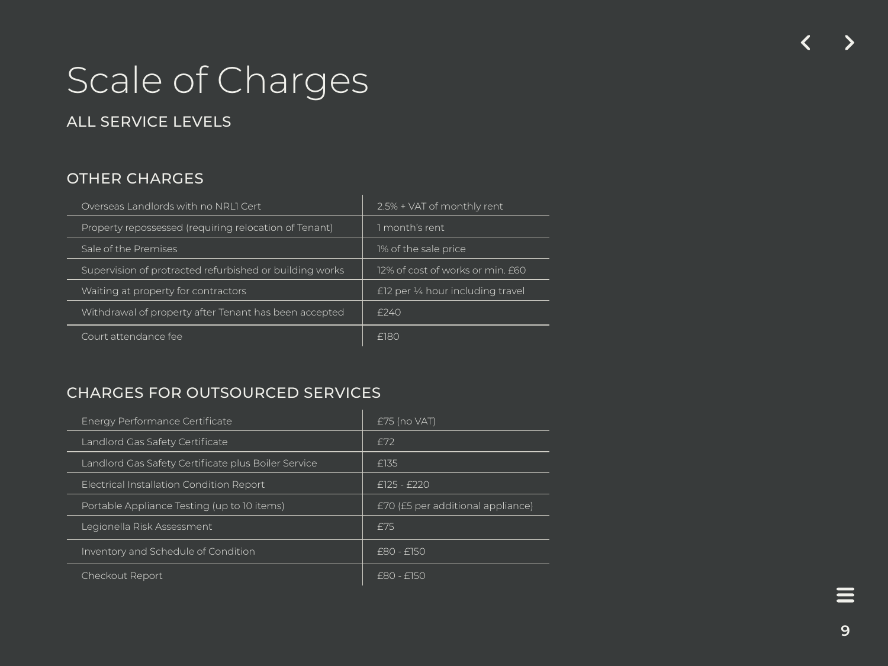# Scale of Charges

## ALL SERVICE LEVELS

### OTHER CHARGES

| | |
|---|---|
| Overseas Landlords with no NRL1 Cert | 2.5% + VAT of monthly rent |
| Property repossessed (requiring relocation of Tenant) | 1 month's rent |
| Sale of the Premises | 1% of the sale price |
| Supervision of protracted refurbished or building works | 12% of cost of works or min. £60 |
| Waiting at property for contractors | £12 per ¼ hour including travel |
| Withdrawal of property after Tenant has been accepted | £240 |
| Court attendance fee | £180 |

### CHARGES FOR OUTSOURCED SERVICES

| | |
|---|---|
| Energy Performance Certificate | £75 (no VAT) |
| Landlord Gas Safety Certificate | £72 |
| Landlord Gas Safety Certificate plus Boiler Service | £135 |
| Electrical Installation Condition Report | £125 - £220 |
| Portable Appliance Testing (up to 10 items) | £70 (£5 per additional appliance) |
| Legionella Risk Assessment | £75 |
| Inventory and Schedule of Condition | £80 - £150 |
| Checkout Report | £80 - £150 |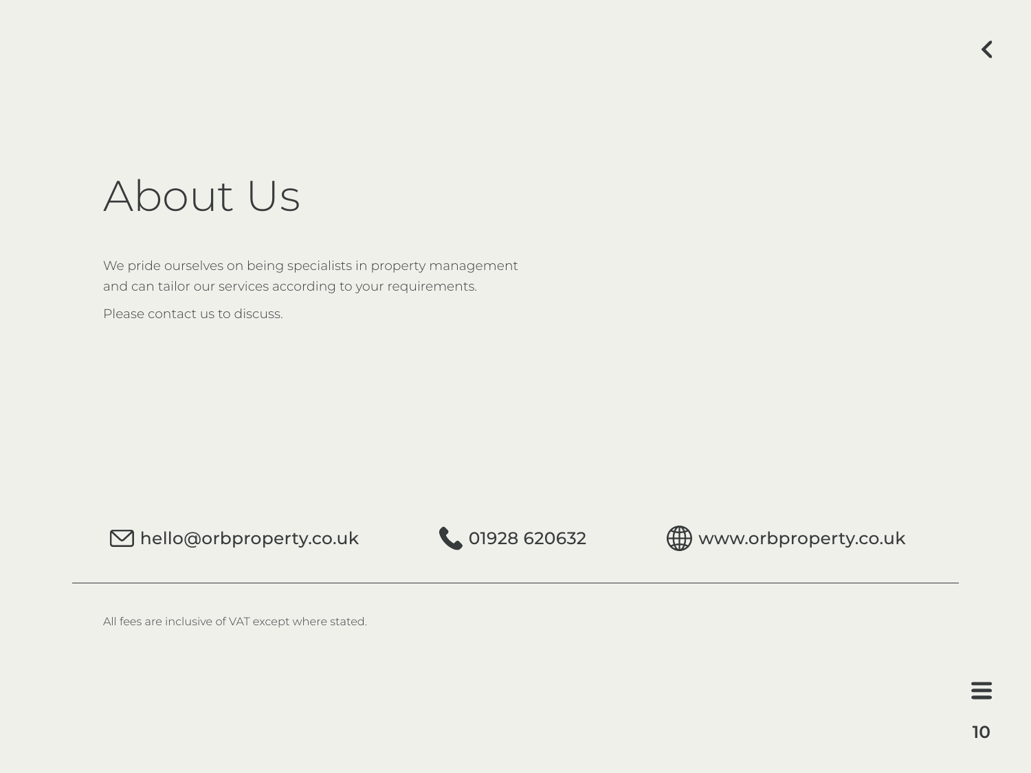# About Us

We pride ourselves on being specialists in property management and can tailor our services according to your requirements.

Please contact us to discuss.

hello@orbproperty.co.uk

01928 620632

www.orbproperty.co.uk

All fees are inclusive of VAT except where stated.